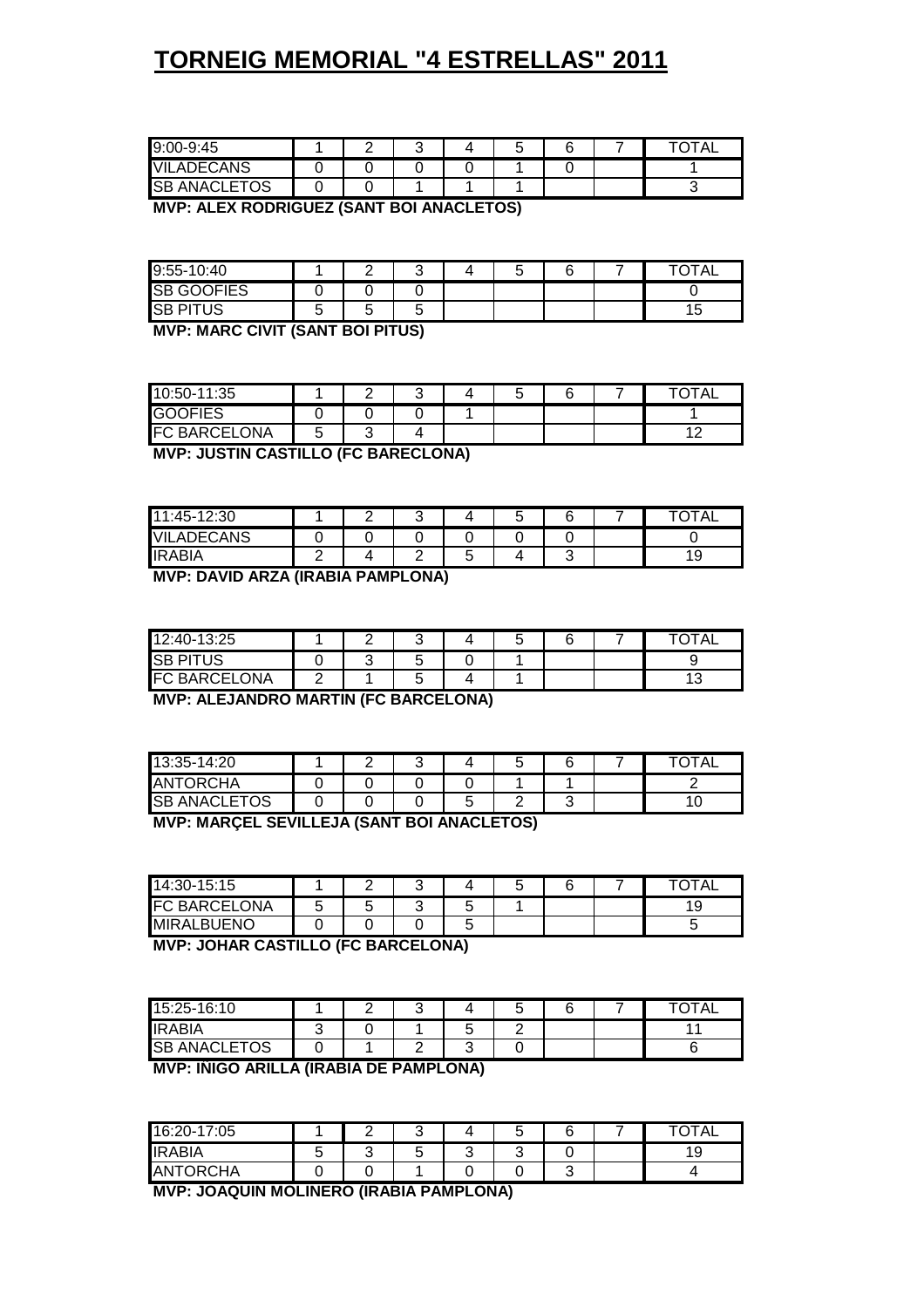# TORNEIG MEMORIAL "4 ESTRELLAS" 2011

| 9:00-9:45 | 1 | 2 | 3 | 4 | 5 | 6 | 7 | TOTAL |
|---|---|---|---|---|---|---|---|---|
| VILADECANS | 0 | 0 | 0 | 0 | 1 | 0 | | 1 |
| SB ANACLETOS | 0 | 0 | 1 | 1 | 1 | | | 3 |

**MVP: ALEX RODRIGUEZ (SANT BOI ANACLETOS)**

| 9:55-10:40 | 1 | 2 | 3 | 4 | 5 | 6 | 7 | TOTAL |
|---|---|---|---|---|---|---|---|---|
| SB GOOFIES | 0 | 0 | 0 | | | | | 0 |
| SB PITUS | 5 | 5 | 5 | | | | | 15 |

**MVP: MARC CIVIT (SANT BOI PITUS)**

| 10:50-11:35 | 1 | 2 | 3 | 4 | 5 | 6 | 7 | TOTAL |
|---|---|---|---|---|---|---|---|---|
| GOOFIES | 0 | 0 | 0 | 1 | | | | 1 |
| FC BARCELONA | 5 | 3 | 4 | | | | | 12 |

**MVP: JUSTIN CASTILLO (FC BARECLONA)**

| 11:45-12:30 | 1 | 2 | 3 | 4 | 5 | 6 | 7 | TOTAL |
|---|---|---|---|---|---|---|---|---|
| VILADECANS | 0 | 0 | 0 | 0 | 0 | 0 | | 0 |
| IRABIA | 2 | 4 | 2 | 5 | 4 | 3 | | 19 |

**MVP: DAVID ARZA (IRABIA PAMPLONA)**

| 12:40-13:25 | 1 | 2 | 3 | 4 | 5 | 6 | 7 | TOTAL |
|---|---|---|---|---|---|---|---|---|
| SB PITUS | 0 | 3 | 5 | 0 | 1 | | | 9 |
| FC BARCELONA | 2 | 1 | 5 | 4 | 1 | | | 13 |

**MVP: ALEJANDRO MARTIN (FC BARCELONA)**

| 13:35-14:20 | 1 | 2 | 3 | 4 | 5 | 6 | 7 | TOTAL |
|---|---|---|---|---|---|---|---|---|
| ANTORCHA | 0 | 0 | 0 | 0 | 1 | 1 | | 2 |
| SB ANACLETOS | 0 | 0 | 0 | 5 | 2 | 3 | | 10 |

**MVP: MARÇEL SEVILLEJA (SANT BOI ANACLETOS)**

| 14:30-15:15 | 1 | 2 | 3 | 4 | 5 | 6 | 7 | TOTAL |
|---|---|---|---|---|---|---|---|---|
| FC BARCELONA | 5 | 5 | 3 | 5 | 1 | | | 19 |
| MIRALBUENO | 0 | 0 | 0 | 5 | | | | 5 |

**MVP: JOHAR CASTILLO (FC BARCELONA)**

| 15:25-16:10 | 1 | 2 | 3 | 4 | 5 | 6 | 7 | TOTAL |
|---|---|---|---|---|---|---|---|---|
| IRABIA | 3 | 0 | 1 | 5 | 2 | | | 11 |
| SB ANACLETOS | 0 | 1 | 2 | 3 | 0 | | | 6 |

**MVP: IÑIGO ARILLA (IRABIA DE PAMPLONA)**

| 16:20-17:05 | 1 | 2 | 3 | 4 | 5 | 6 | 7 | TOTAL |
|---|---|---|---|---|---|---|---|---|
| IRABIA | 5 | 3 | 5 | 3 | 3 | 0 | | 19 |
| ANTORCHA | 0 | 0 | 1 | 0 | 0 | 3 | | 4 |

**MVP: JOAQUIN MOLINERO (IRABIA PAMPLONA)**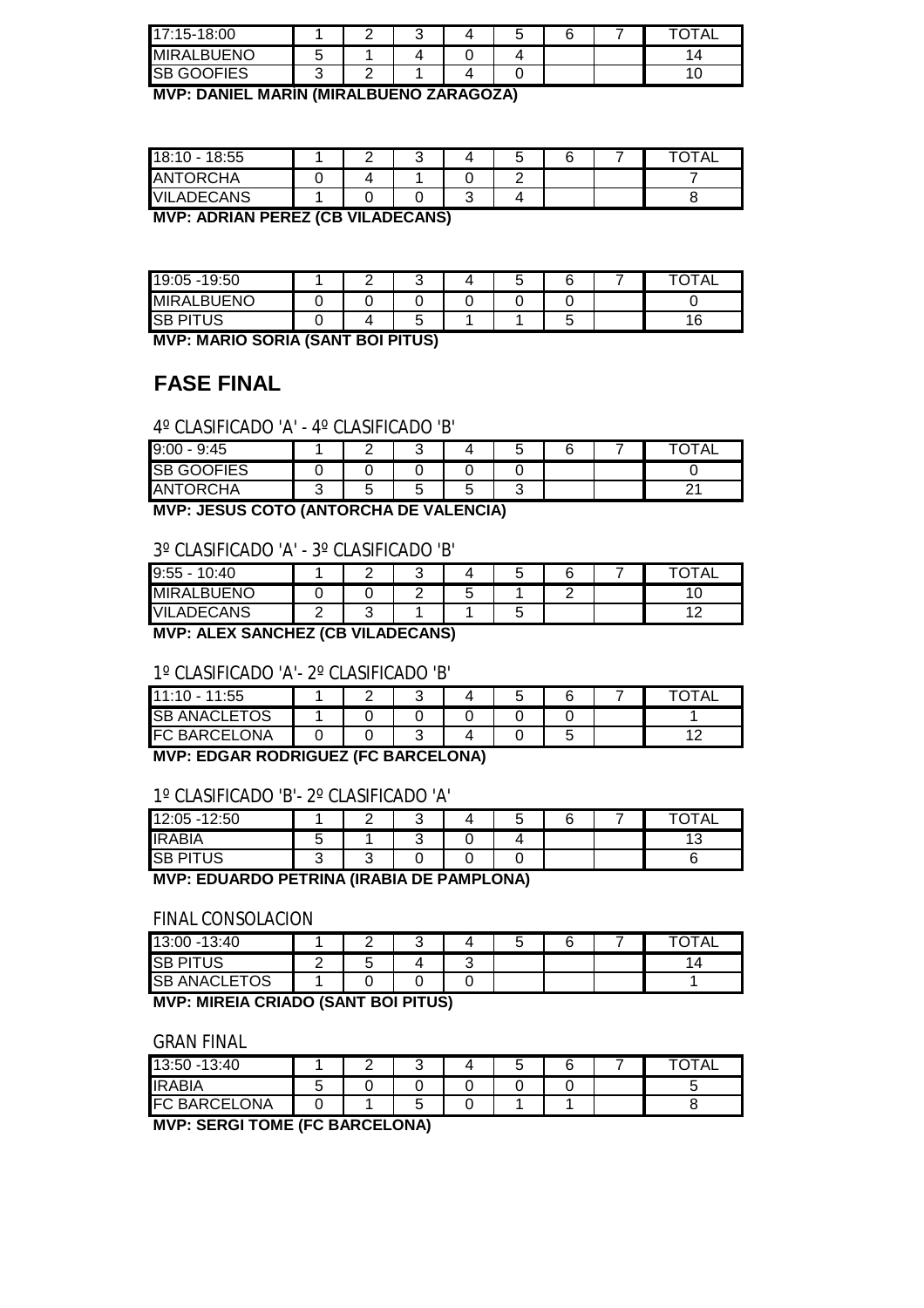| 17:15-18:00 | 1 | 2 | 3 | 4 | 5 | 6 | 7 | TOTAL |
|---|---|---|---|---|---|---|---|---|
| MIRALBUENO | 5 | 1 | 4 | 0 | 4 | | | 14 |
| SB GOOFIES | 3 | 2 | 1 | 4 | 0 | | | 10 |

**MVP: DANIEL MARIN (MIRALBUENO ZARAGOZA)**

| 18:10 - 18:55 | 1 | 2 | 3 | 4 | 5 | 6 | 7 | TOTAL |
|---|---|---|---|---|---|---|---|---|
| ANTORCHA | 0 | 4 | 1 | 0 | 2 | | | 7 |
| VILADECANS | 1 | 0 | 0 | 3 | 4 | | | 8 |

**MVP: ADRIAN PEREZ (CB VILADECANS)**

| 19:05 -19:50 | 1 | 2 | 3 | 4 | 5 | 6 | 7 | TOTAL |
|---|---|---|---|---|---|---|---|---|
| MIRALBUENO | 0 | 0 | 0 | 0 | 0 | 0 | | 0 |
| SB PITUS | 0 | 4 | 5 | 1 | 1 | 5 | | 16 |

**MVP: MARIO SORIA (SANT BOI PITUS)**

## FASE FINAL

4º CLASIFICADO 'A' - 4º CLASIFICADO 'B'

| 9:00 - 9:45 | 1 | 2 | 3 | 4 | 5 | 6 | 7 | TOTAL |
|---|---|---|---|---|---|---|---|---|
| SB GOOFIES | 0 | 0 | 0 | 0 | 0 | | | 0 |
| ANTORCHA | 3 | 5 | 5 | 5 | 3 | | | 21 |

**MVP: JESUS COTO (ANTORCHA DE VALENCIA)**

3º CLASIFICADO 'A' - 3º CLASIFICADO 'B'

| 9:55 - 10:40 | 1 | 2 | 3 | 4 | 5 | 6 | 7 | TOTAL |
|---|---|---|---|---|---|---|---|---|
| MIRALBUENO | 0 | 0 | 2 | 5 | 1 | 2 | | 10 |
| VILADECANS | 2 | 3 | 1 | 1 | 5 | | | 12 |

**MVP: ALEX SANCHEZ (CB VILADECANS)**

1º CLASIFICADO 'A'- 2º CLASIFICADO 'B'

| 11:10 - 11:55 | 1 | 2 | 3 | 4 | 5 | 6 | 7 | TOTAL |
|---|---|---|---|---|---|---|---|---|
| SB ANACLETOS | 1 | 0 | 0 | 0 | 0 | 0 | | 1 |
| FC BARCELONA | 0 | 0 | 3 | 4 | 0 | 5 | | 12 |

**MVP: EDGAR RODRIGUEZ (FC BARCELONA)**

1º CLASIFICADO 'B'- 2º CLASIFICADO 'A'

| 12:05 -12:50 | 1 | 2 | 3 | 4 | 5 | 6 | 7 | TOTAL |
|---|---|---|---|---|---|---|---|---|
| IRABIA | 5 | 1 | 3 | 0 | 4 | | | 13 |
| SB PITUS | 3 | 3 | 0 | 0 | 0 | | | 6 |

**MVP: EDUARDO PETRINA (IRABIA DE PAMPLONA)**

FINAL CONSOLACION

| 13:00 -13:40 | 1 | 2 | 3 | 4 | 5 | 6 | 7 | TOTAL |
|---|---|---|---|---|---|---|---|---|
| SB PITUS | 2 | 5 | 4 | 3 | | | | 14 |
| SB ANACLETOS | 1 | 0 | 0 | 0 | | | | 1 |

**MVP: MIREIA CRIADO (SANT BOI PITUS)**

GRAN FINAL

| 13:50 -13:40 | 1 | 2 | 3 | 4 | 5 | 6 | 7 | TOTAL |
|---|---|---|---|---|---|---|---|---|
| IRABIA | 5 | 0 | 0 | 0 | 0 | 0 | | 5 |
| FC BARCELONA | 0 | 1 | 5 | 0 | 1 | 1 | | 8 |

**MVP: SERGI TOME (FC BARCELONA)**